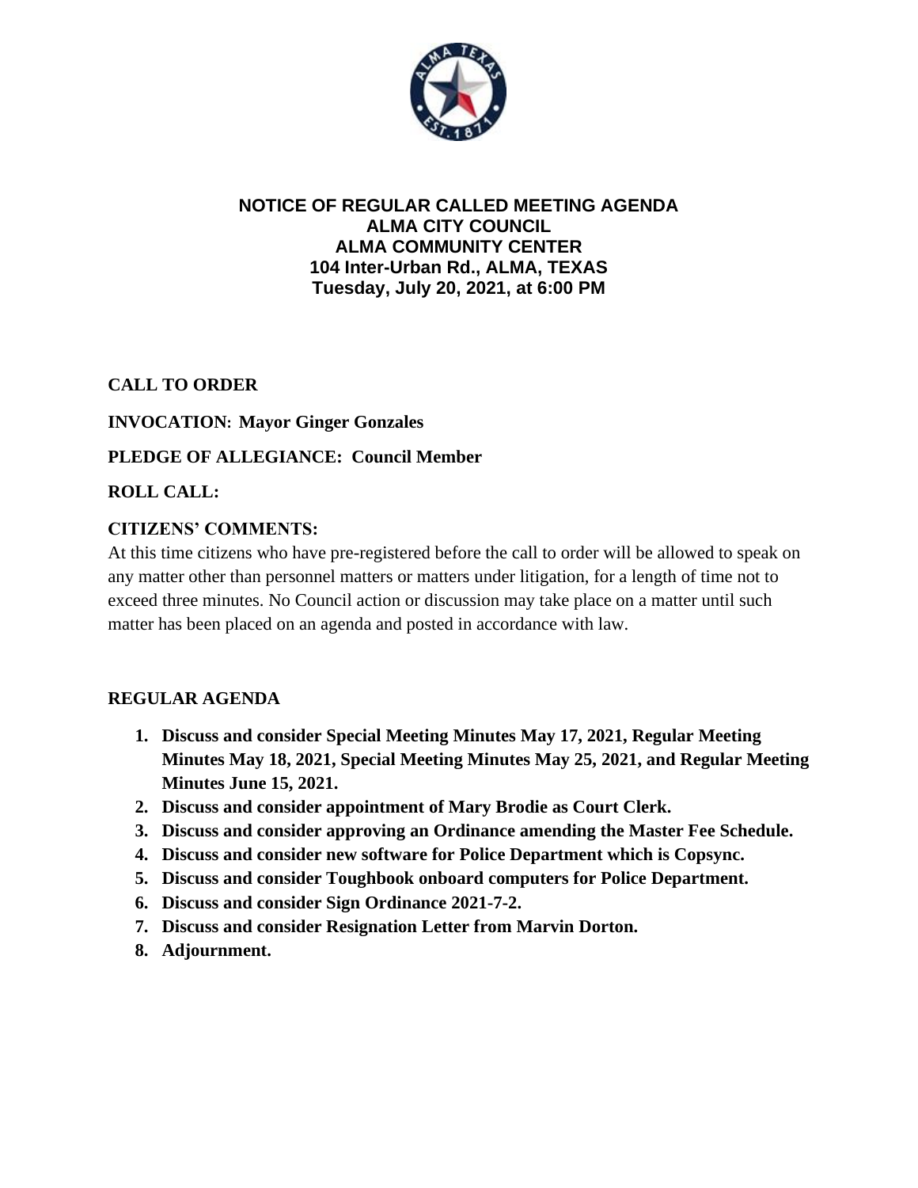**NOTICE OF REGULAR CALLED MEETING AGENDA**
**ALMA CITY COUNCIL**
**ALMA COMMUNITY CENTER**
**104 Inter-Urban Rd., ALMA, TEXAS**
**Tuesday, July 20, 2021, at 6:00 PM**

**CALL TO ORDER**

**INVOCATION: Mayor Ginger Gonzales**

**PLEDGE OF ALLEGIANCE: Council Member**

**ROLL CALL:**

**CITIZENS' COMMENTS:**

At this time citizens who have pre-registered before the call to order will be allowed to speak on any matter other than personnel matters or matters under litigation, for a length of time not to exceed three minutes. No Council action or discussion may take place on a matter until such matter has been placed on an agenda and posted in accordance with law.

**REGULAR AGENDA**

1. **Discuss and consider Special Meeting Minutes May 17, 2021, Regular Meeting Minutes May 18, 2021, Special Meeting Minutes May 25, 2021, and Regular Meeting Minutes June 15, 2021.**
2. **Discuss and consider appointment of Mary Brodie as Court Clerk.**
3. **Discuss and consider approving an Ordinance amending the Master Fee Schedule.**
4. **Discuss and consider new software for Police Department which is Copsync.**
5. **Discuss and consider Toughbook onboard computers for Police Department.**
6. **Discuss and consider Sign Ordinance 2021-7-2.**
7. **Discuss and consider Resignation Letter from Marvin Dorton.**
8. **Adjournment.**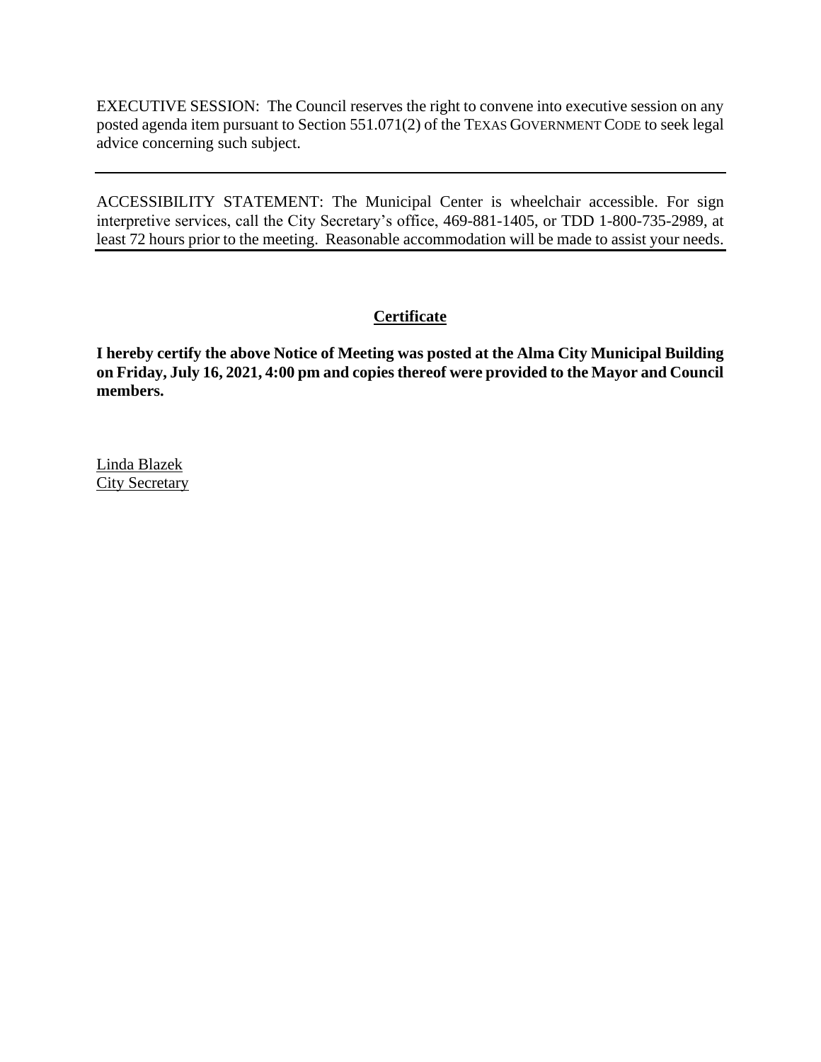EXECUTIVE SESSION: The Council reserves the right to convene into executive session on any posted agenda item pursuant to Section 551.071(2) of the TEXAS GOVERNMENT CODE to seek legal advice concerning such subject.

---

ACCESSIBILITY STATEMENT: The Municipal Center is wheelchair accessible. For sign interpretive services, call the City Secretary's office, 469-881-1405, or TDD 1-800-735-2989, at least 72 hours prior to the meeting. Reasonable accommodation will be made to assist your needs.

---

## Certificate

**I hereby certify the above Notice of Meeting was posted at the Alma City Municipal Building on Friday, July 16, 2021, 4:00 pm and copies thereof were provided to the Mayor and Council members.**

Linda Blazek
City Secretary